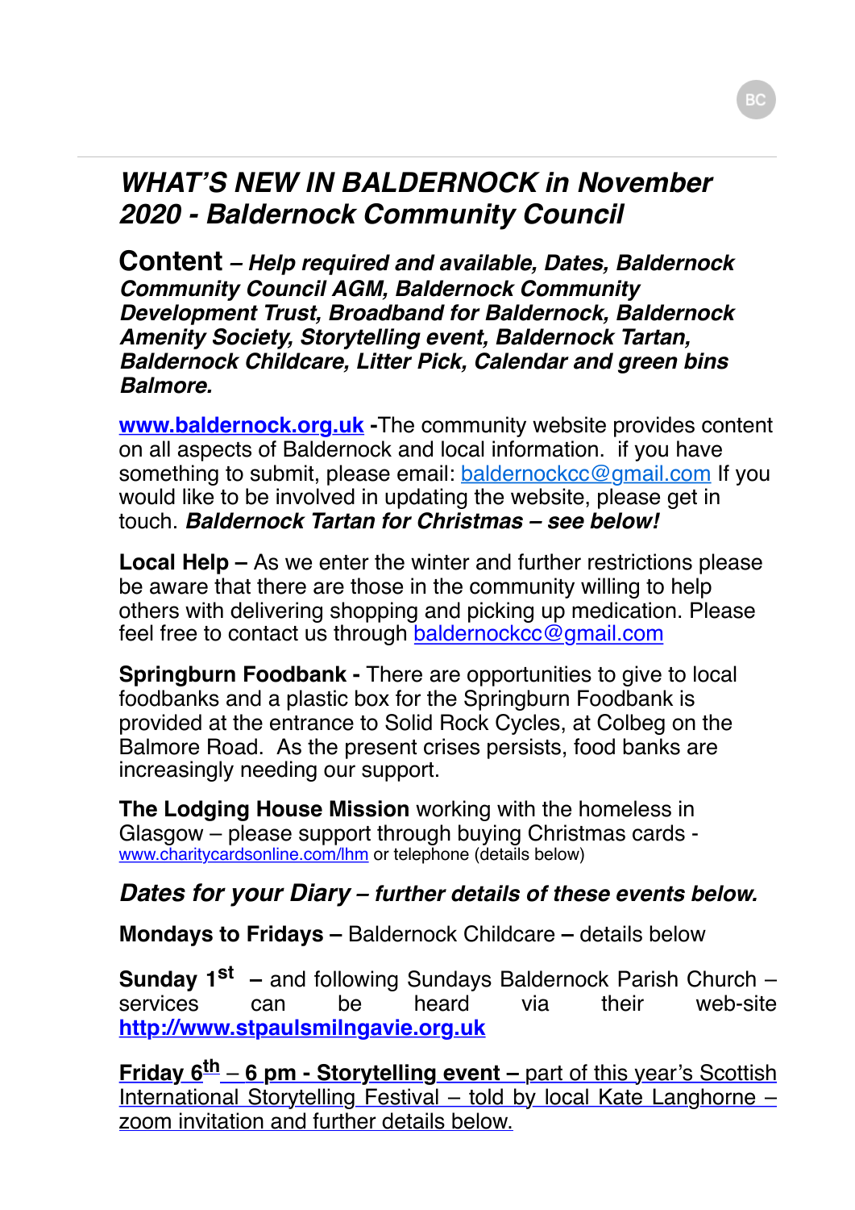# *WHAT'S NEW IN BALDERNOCK in November 2020 - Baldernock Community Council*

**Content** – ***Help required and available, Dates, Baldernock Community Council AGM, Baldernock Community Development Trust, Broadband for Baldernock, Baldernock Amenity Society, Storytelling event, Baldernock Tartan, Baldernock Childcare, Litter Pick, Calendar and green bins Balmore.***

**[www.baldernock.org.uk](http://www.baldernock.org.uk) -**The community website provides content on all aspects of Baldernock and local information. if you have something to submit, please email: [baldernockcc@gmail.com](mailto:baldernockcc@gmail.com) If you would like to be involved in updating the website, please get in touch. ***Baldernock Tartan for Christmas – see below!***

**Local Help –** As we enter the winter and further restrictions please be aware that there are those in the community willing to help others with delivering shopping and picking up medication. Please feel free to contact us through [baldernockcc@gmail.com](mailto:baldernockcc@gmail.com)

**Springburn Foodbank -** There are opportunities to give to local foodbanks and a plastic box for the Springburn Foodbank is provided at the entrance to Solid Rock Cycles, at Colbeg on the Balmore Road. As the present crises persists, food banks are increasingly needing our support.

**The Lodging House Mission** working with the homeless in Glasgow – please support through buying Christmas cards - [www.charitycardsonline.com/lhm](http://www.charitycardsonline.com/lhm) or telephone (details below)

### ***Dates for your Diary – further details of these events below.***

**Mondays to Fridays –** Baldernock Childcare **–** details below

**Sunday 1st –** and following Sundays Baldernock Parish Church – services can be heard via their web-site **[http://www.stpaulsmilngavie.org.uk](http://www.stpaulsmilngavie.org.uk)**

**Friday 6th – 6 pm - Storytelling event –** part of this year's Scottish International Storytelling Festival – told by local Kate Langhorne – zoom invitation and further details below.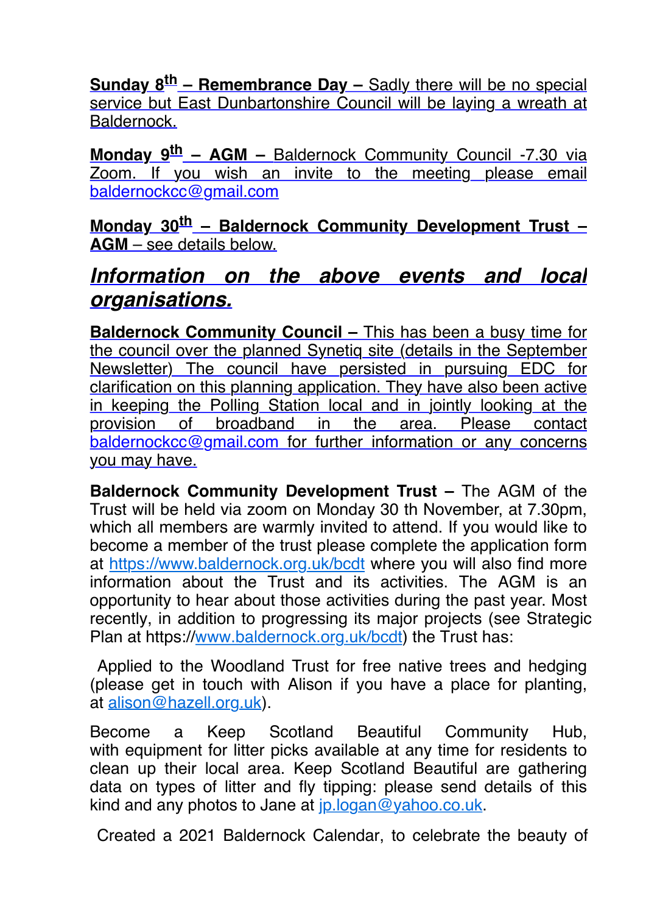**Sunday 8th – Remembrance Day –** Sadly there will be no special service but East Dunbartonshire Council will be laying a wreath at Baldernock.

**Monday 9th – AGM –** Baldernock Community Council -7.30 via Zoom. If you wish an invite to the meeting please email baldernockcc@gmail.com

**Monday 30th – Baldernock Community Development Trust – AGM** – see details below.

## *Information on the above events and local organisations.*

**Baldernock Community Council –** This has been a busy time for the council over the planned Synetiq site (details in the September Newsletter) The council have persisted in pursuing EDC for clarification on this planning application. They have also been active in keeping the Polling Station local and in jointly looking at the provision of broadband in the area. Please contact baldernockcc@gmail.com for further information or any concerns you may have.

**Baldernock Community Development Trust –** The AGM of the Trust will be held via zoom on Monday 30 th November, at 7.30pm, which all members are warmly invited to attend. If you would like to become a member of the trust please complete the application form at https://www.baldernock.org.uk/bcdt where you will also find more information about the Trust and its activities. The AGM is an opportunity to hear about those activities during the past year. Most recently, in addition to progressing its major projects (see Strategic Plan at https://www.baldernock.org.uk/bcdt) the Trust has:

Applied to the Woodland Trust for free native trees and hedging (please get in touch with Alison if you have a place for planting, at alison@hazell.org.uk).

Become a Keep Scotland Beautiful Community Hub, with equipment for litter picks available at any time for residents to clean up their local area. Keep Scotland Beautiful are gathering data on types of litter and fly tipping: please send details of this kind and any photos to Jane at jp.logan@yahoo.co.uk.

Created a 2021 Baldernock Calendar, to celebrate the beauty of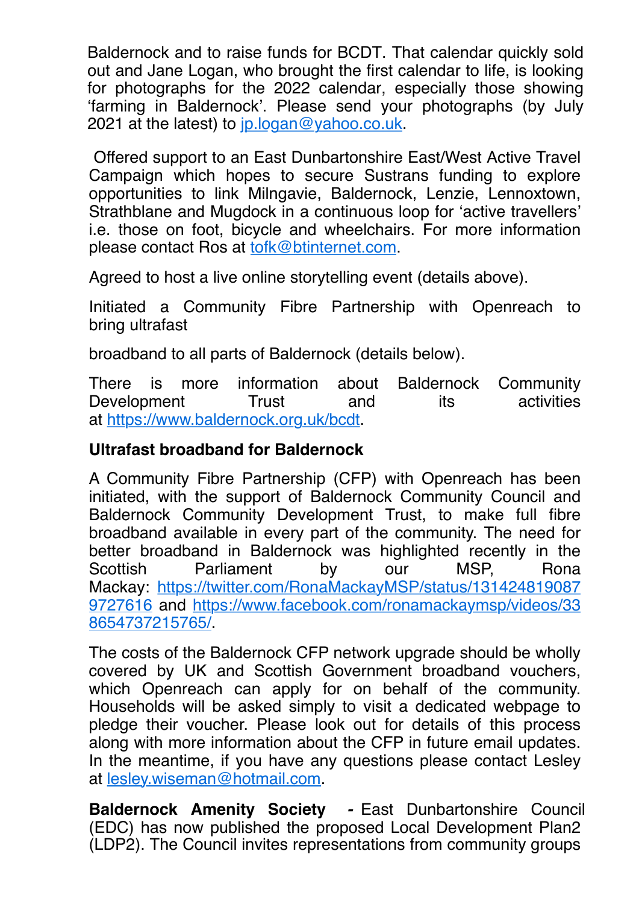Baldernock and to raise funds for BCDT. That calendar quickly sold out and Jane Logan, who brought the first calendar to life, is looking for photographs for the 2022 calendar, especially those showing 'farming in Baldernock'. Please send your photographs (by July 2021 at the latest) to jp.logan@yahoo.co.uk.

Offered support to an East Dunbartonshire East/West Active Travel Campaign which hopes to secure Sustrans funding to explore opportunities to link Milngavie, Baldernock, Lenzie, Lennoxtown, Strathblane and Mugdock in a continuous loop for 'active travellers' i.e. those on foot, bicycle and wheelchairs. For more information please contact Ros at tofk@btinternet.com.

Agreed to host a live online storytelling event (details above).

Initiated a Community Fibre Partnership with Openreach to bring ultrafast

broadband to all parts of Baldernock (details below).

There is more information about Baldernock Community Development Trust and its activities at https://www.baldernock.org.uk/bcdt.

**Ultrafast broadband for Baldernock**

A Community Fibre Partnership (CFP) with Openreach has been initiated, with the support of Baldernock Community Council and Baldernock Community Development Trust, to make full fibre broadband available in every part of the community. The need for better broadband in Baldernock was highlighted recently in the Scottish Parliament by our MSP, Rona Mackay: https://twitter.com/RonaMackayMSP/status/1314248190879727616 and https://www.facebook.com/ronamackaymsp/videos/338654737215765/.

The costs of the Baldernock CFP network upgrade should be wholly covered by UK and Scottish Government broadband vouchers, which Openreach can apply for on behalf of the community. Households will be asked simply to visit a dedicated webpage to pledge their voucher. Please look out for details of this process along with more information about the CFP in future email updates. In the meantime, if you have any questions please contact Lesley at lesley.wiseman@hotmail.com.

**Baldernock Amenity Society -** East Dunbartonshire Council (EDC) has now published the proposed Local Development Plan2 (LDP2). The Council invites representations from community groups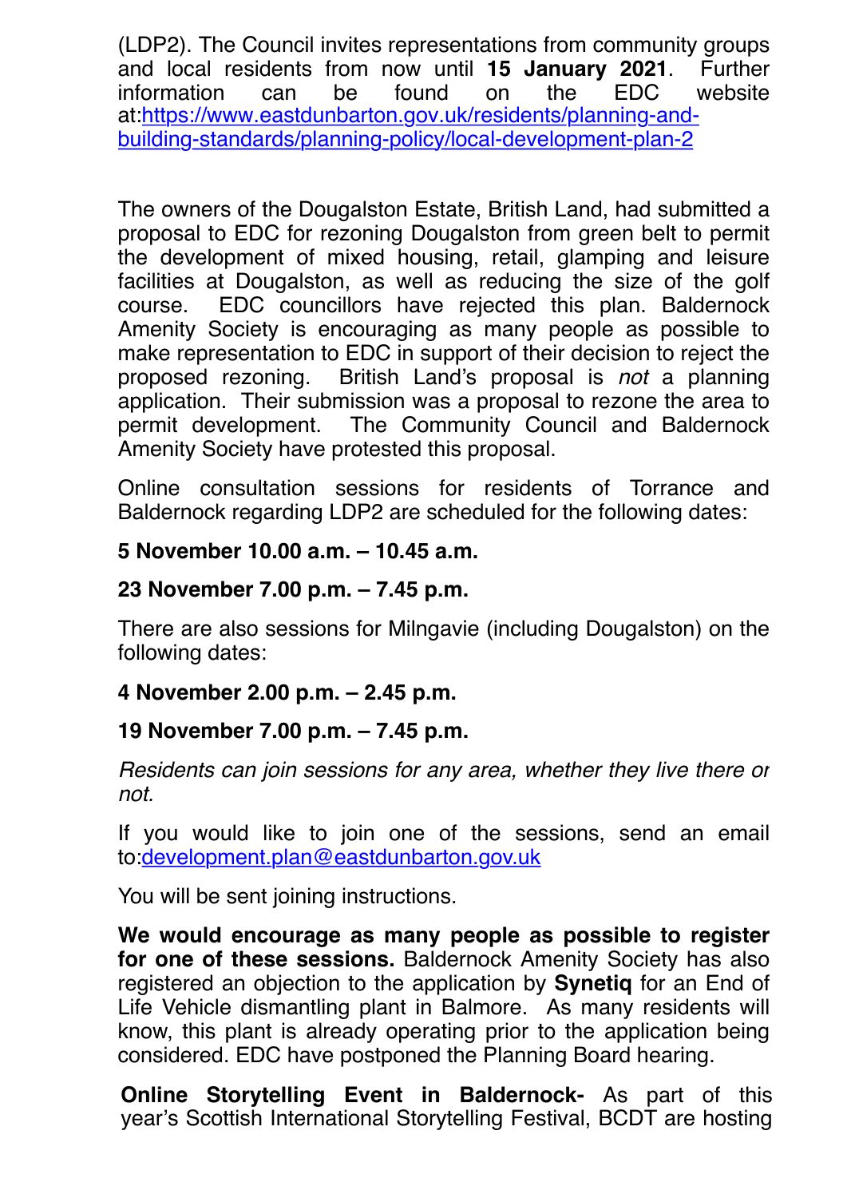(LDP2). The Council invites representations from community groups and local residents from now until **15 January 2021**. Further information can be found on the EDC website at:[https://www.eastdunbarton.gov.uk/residents/planning-and-building-standards/planning-policy/local-development-plan-2](https://www.eastdunbarton.gov.uk/residents/planning-and-building-standards/planning-policy/local-development-plan-2)

The owners of the Dougalston Estate, British Land, had submitted a proposal to EDC for rezoning Dougalston from green belt to permit the development of mixed housing, retail, glamping and leisure facilities at Dougalston, as well as reducing the size of the golf course. EDC councillors have rejected this plan. Baldernock Amenity Society is encouraging as many people as possible to make representation to EDC in support of their decision to reject the proposed rezoning. British Land's proposal is *not* a planning application. Their submission was a proposal to rezone the area to permit development. The Community Council and Baldernock Amenity Society have protested this proposal.

Online consultation sessions for residents of Torrance and Baldernock regarding LDP2 are scheduled for the following dates:

**5 November 10.00 a.m. – 10.45 a.m.**

**23 November 7.00 p.m. – 7.45 p.m.**

There are also sessions for Milngavie (including Dougalston) on the following dates:

**4 November 2.00 p.m. – 2.45 p.m.**

**19 November 7.00 p.m. – 7.45 p.m.**

*Residents can join sessions for any area, whether they live there or not.*

If you would like to join one of the sessions, send an email to:[development.plan@eastdunbarton.gov.uk](mailto:development.plan@eastdunbarton.gov.uk)

You will be sent joining instructions.

**We would encourage as many people as possible to register for one of these sessions.** Baldernock Amenity Society has also registered an objection to the application by **Synetiq** for an End of Life Vehicle dismantling plant in Balmore. As many residents will know, this plant is already operating prior to the application being considered. EDC have postponed the Planning Board hearing.

**Online Storytelling Event in Baldernock-** As part of this year's Scottish International Storytelling Festival, BCDT are hosting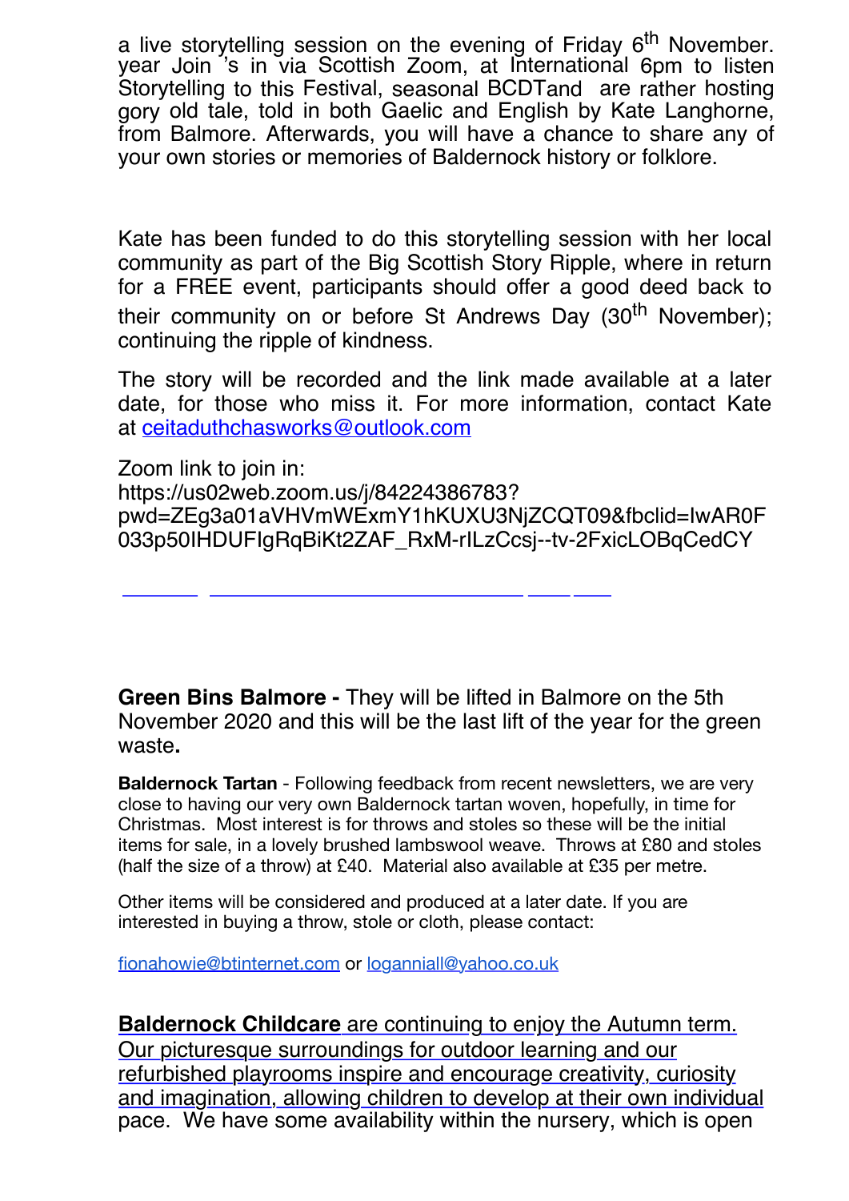a live storytelling session on the evening of Friday 6th November. year Join 's in via Scottish Zoom, at International 6pm to listen Storytelling to this Festival, seasonal BCDTand are rather hosting gory old tale, told in both Gaelic and English by Kate Langhorne, from Balmore. Afterwards, you will have a chance to share any of your own stories or memories of Baldernock history or folklore.

Kate has been funded to do this storytelling session with her local community as part of the Big Scottish Story Ripple, where in return for a FREE event, participants should offer a good deed back to their community on or before St Andrews Day (30th November); continuing the ripple of kindness.

The story will be recorded and the link made available at a later date, for those who miss it. For more information, contact Kate at ceitaduthchasworks@outlook.com

Zoom link to join in:
https://us02web.zoom.us/j/84224386783?pwd=ZEg3a01aVHVmWExmY1hKUXU3NjZCQT09&fbclid=IwAR0F033p50IHDUFIgRqBiKt2ZAF_RxM-rILzCcsj--tv-2FxicLOBqCedCY

**Green Bins Balmore -** They will be lifted in Balmore on the 5th November 2020 and this will be the last lift of the year for the green waste**.**

**Baldernock Tartan** - Following feedback from recent newsletters, we are very close to having our very own Baldernock tartan woven, hopefully, in time for Christmas. Most interest is for throws and stoles so these will be the initial items for sale, in a lovely brushed lambswool weave. Throws at £80 and stoles (half the size of a throw) at £40. Material also available at £35 per metre.

Other items will be considered and produced at a later date. If you are interested in buying a throw, stole or cloth, please contact:

fionahowie@btinternet.com or loganniall@yahoo.co.uk

**Baldernock Childcare** are continuing to enjoy the Autumn term. Our picturesque surroundings for outdoor learning and our refurbished playrooms inspire and encourage creativity, curiosity and imagination, allowing children to develop at their own individual pace. We have some availability within the nursery, which is open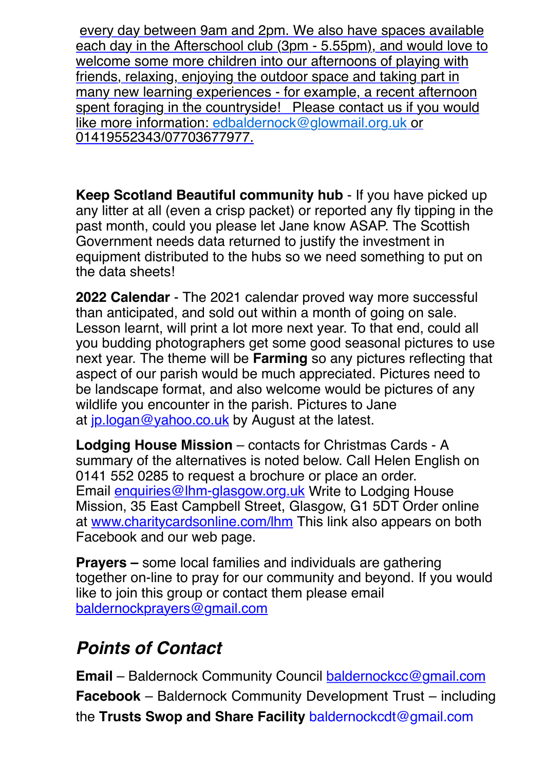every day between 9am and 2pm. We also have spaces available each day in the Afterschool club (3pm - 5.55pm), and would love to welcome some more children into our afternoons of playing with friends, relaxing, enjoying the outdoor space and taking part in many new learning experiences - for example, a recent afternoon spent foraging in the countryside! Please contact us if you would like more information: edbaldernock@glowmail.org.uk or 01419552343/07703677977.

**Keep Scotland Beautiful community hub** - If you have picked up any litter at all (even a crisp packet) or reported any fly tipping in the past month, could you please let Jane know ASAP. The Scottish Government needs data returned to justify the investment in equipment distributed to the hubs so we need something to put on the data sheets!

**2022 Calendar** - The 2021 calendar proved way more successful than anticipated, and sold out within a month of going on sale. Lesson learnt, will print a lot more next year. To that end, could all you budding photographers get some good seasonal pictures to use next year. The theme will be **Farming** so any pictures reflecting that aspect of our parish would be much appreciated. Pictures need to be landscape format, and also welcome would be pictures of any wildlife you encounter in the parish. Pictures to Jane at jp.logan@yahoo.co.uk by August at the latest.

**Lodging House Mission** – contacts for Christmas Cards - A summary of the alternatives is noted below. Call Helen English on 0141 552 0285 to request a brochure or place an order. Email enquiries@lhm-glasgow.org.uk Write to Lodging House Mission, 35 East Campbell Street, Glasgow, G1 5DT Order online at www.charitycardsonline.com/lhm This link also appears on both Facebook and our web page.

**Prayers –** some local families and individuals are gathering together on-line to pray for our community and beyond. If you would like to join this group or contact them please email baldernockprayers@gmail.com

## *Points of Contact*

**Email** – Baldernock Community Council baldernockcc@gmail.com

**Facebook** – Baldernock Community Development Trust – including the **Trusts Swop and Share Facility** baldernockcdt@gmail.com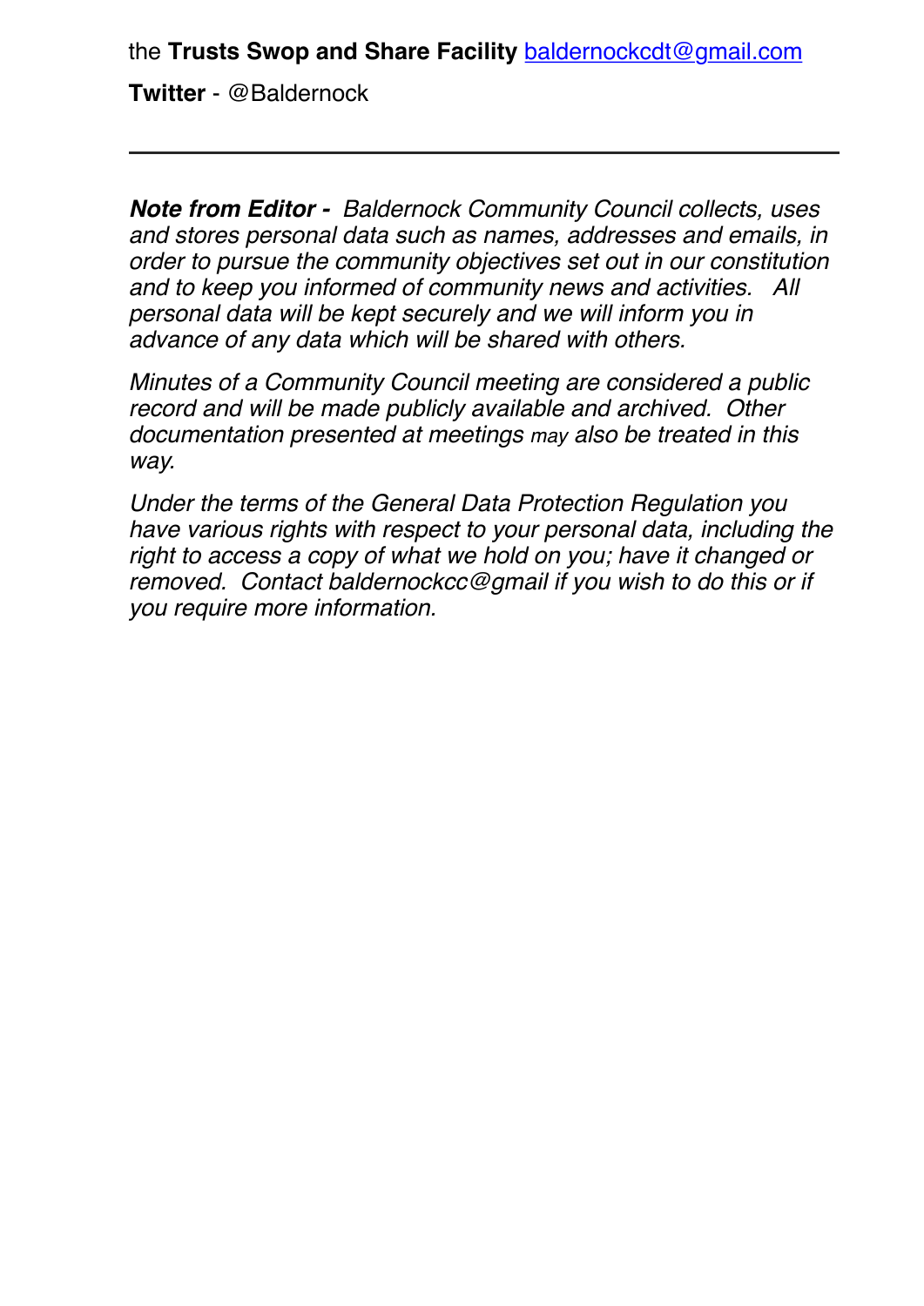the **Trusts Swop and Share Facility** baldernockcdt@gmail.com

**Twitter** - @Baldernock

---

***Note from Editor -*** *Baldernock Community Council collects, uses and stores personal data such as names, addresses and emails, in order to pursue the community objectives set out in our constitution and to keep you informed of community news and activities. All personal data will be kept securely and we will inform you in advance of any data which will be shared with others.*

*Minutes of a Community Council meeting are considered a public record and will be made publicly available and archived. Other documentation presented at meetings may also be treated in this way.*

*Under the terms of the General Data Protection Regulation you have various rights with respect to your personal data, including the right to access a copy of what we hold on you; have it changed or removed. Contact baldernockcc@gmail if you wish to do this or if you require more information.*